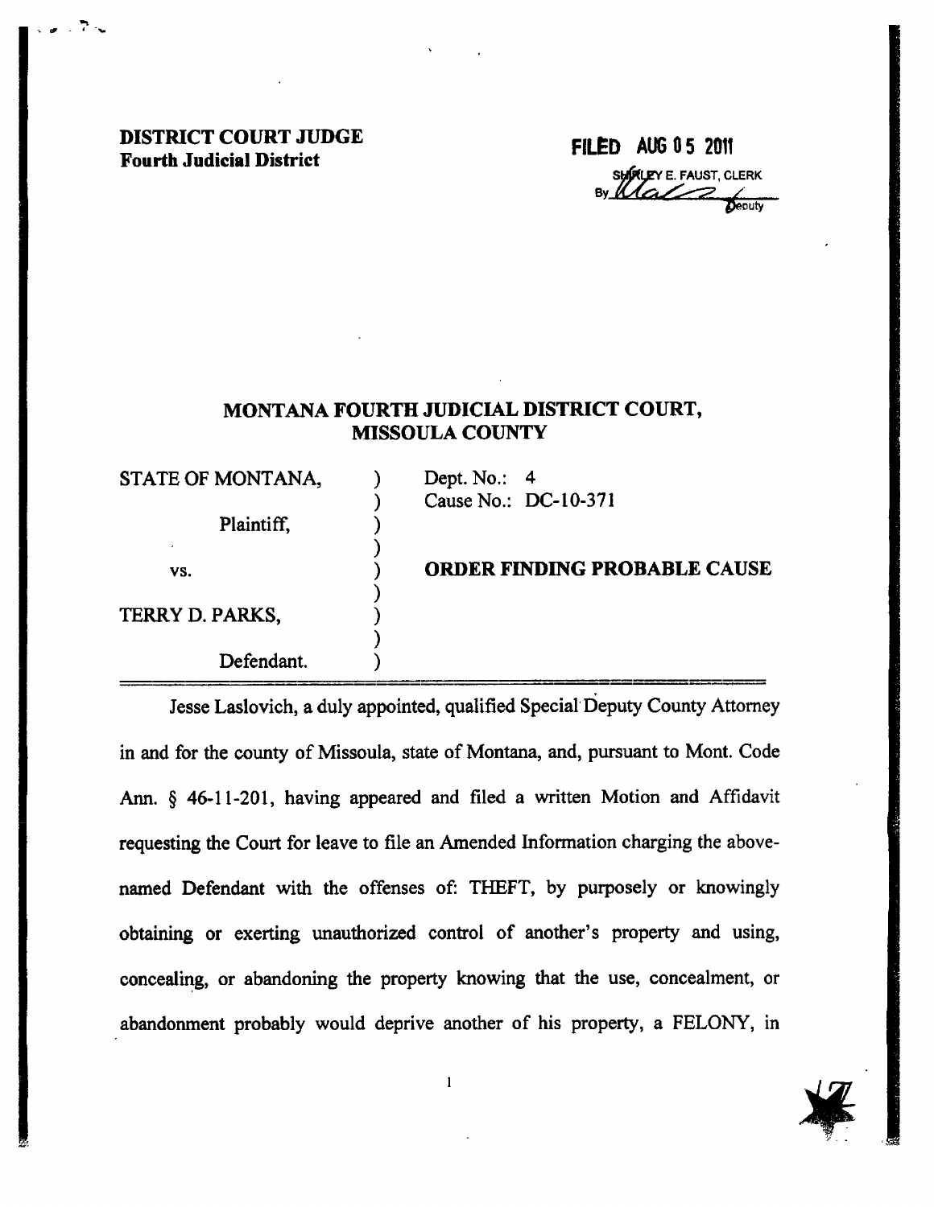**DISTRICT COURT JUDGE**
**Fourth Judicial District**

FILED AUG 05 2011
SHIRLEY E. FAUST, CLERK
By ________ Deputy

## MONTANA FOURTH JUDICIAL DISTRICT COURT, MISSOULA COUNTY

| | | |
|---|---|---|
| STATE OF MONTANA, | ) | Dept. No.: 4 |
| | ) | Cause No.: DC-10-371 |
| Plaintiff, | ) | |
| | ) | |
| vs. | ) | **ORDER FINDING PROBABLE CAUSE** |
| | ) | |
| TERRY D. PARKS, | ) | |
| | ) | |
| Defendant. | ) | |

Jesse Laslovich, a duly appointed, qualified Special Deputy County Attorney in and for the county of Missoula, state of Montana, and, pursuant to Mont. Code Ann. § 46-11-201, having appeared and filed a written Motion and Affidavit requesting the Court for leave to file an Amended Information charging the above-named Defendant with the offenses of: THEFT, by purposely or knowingly obtaining or exerting unauthorized control of another's property and using, concealing, or abandoning the property knowing that the use, concealment, or abandonment probably would deprive another of his property, a FELONY, in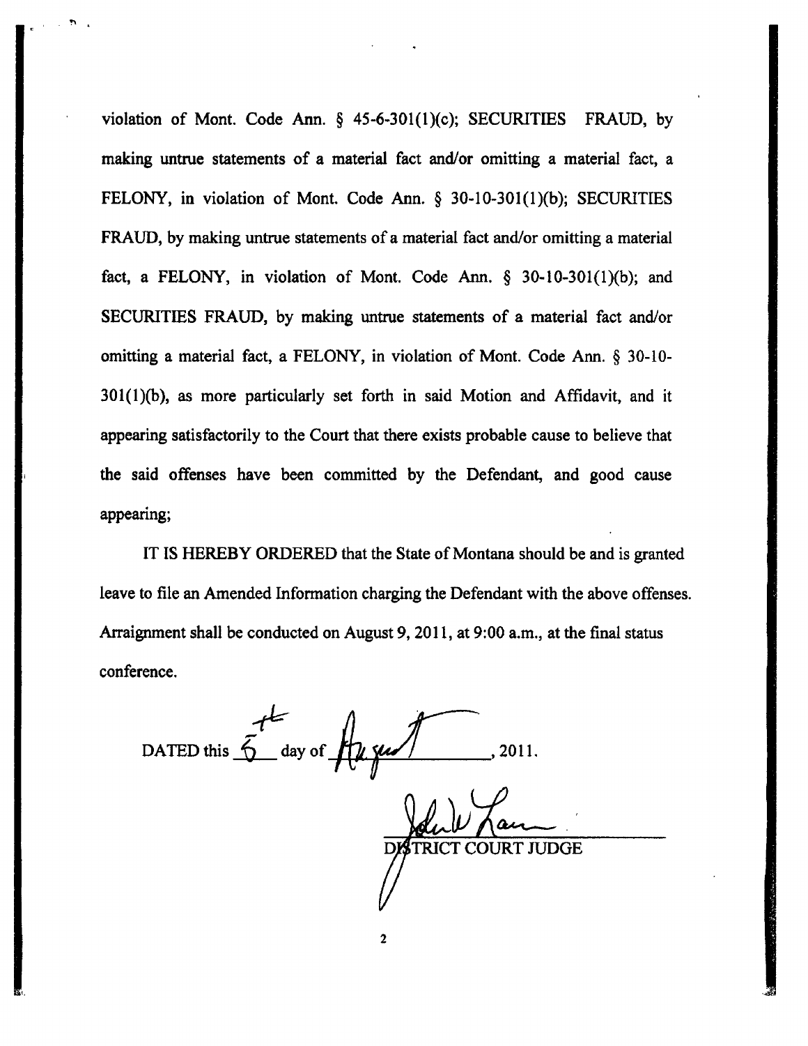violation of Mont. Code Ann. § 45-6-301(1)(c); SECURITIES FRAUD, by making untrue statements of a material fact and/or omitting a material fact, a FELONY, in violation of Mont. Code Ann. § 30-10-301(1)(b); SECURITIES FRAUD, by making untrue statements of a material fact and/or omitting a material fact, a FELONY, in violation of Mont. Code Ann. § 30-10-301(1)(b); and SECURITIES FRAUD, by making untrue statements of a material fact and/or omitting a material fact, a FELONY, in violation of Mont. Code Ann. § 30-10-301(1)(b), as more particularly set forth in said Motion and Affidavit, and it appearing satisfactorily to the Court that there exists probable cause to believe that the said offenses have been committed by the Defendant, and good cause appearing;

IT IS HEREBY ORDERED that the State of Montana should be and is granted leave to file an Amended Information charging the Defendant with the above offenses. Arraignment shall be conducted on August 9, 2011, at 9:00 a.m., at the final status conference.

DATED this 5th day of August, 2011.

DISTRICT COURT JUDGE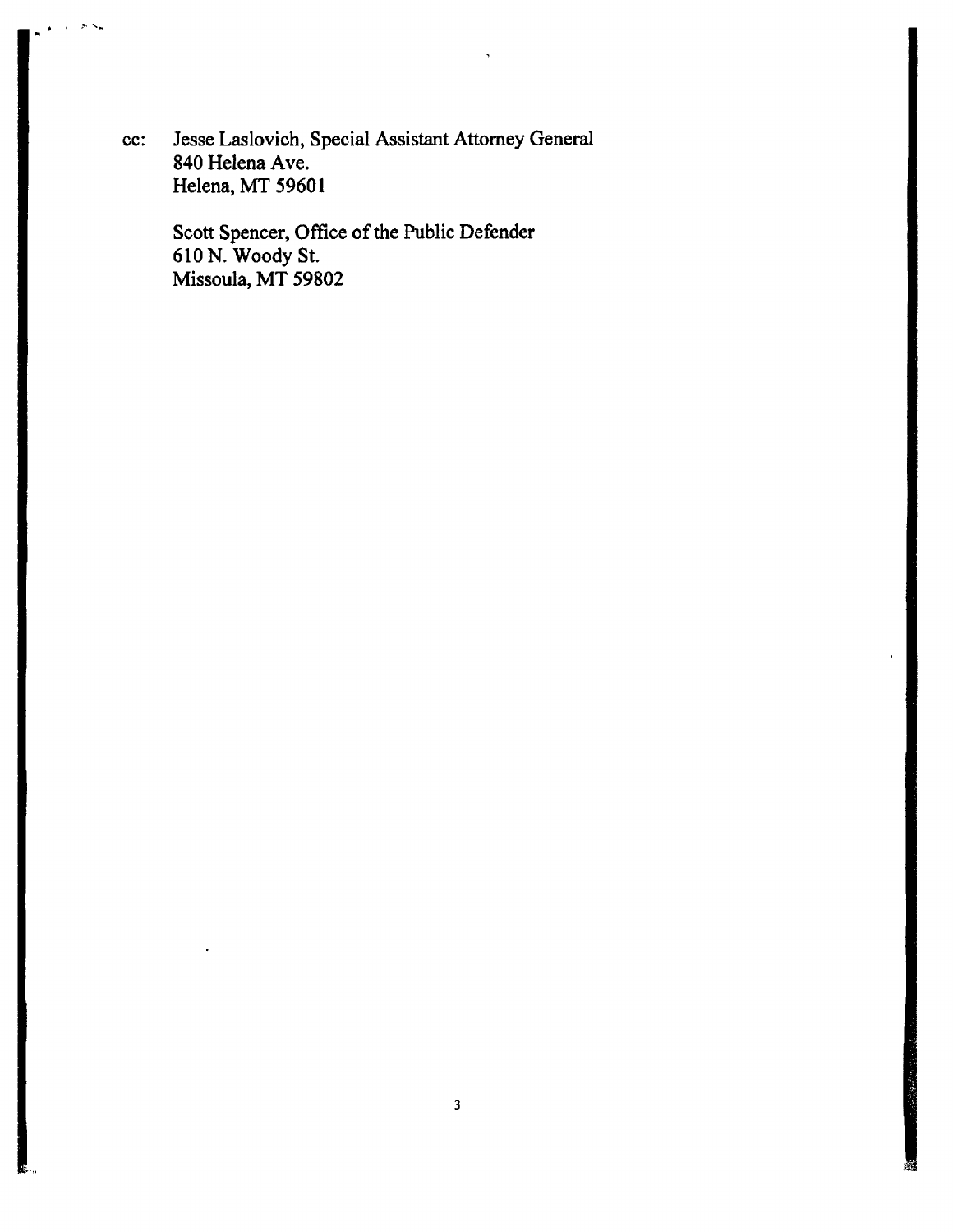cc: Jesse Laslovich, Special Assistant Attorney General
840 Helena Ave.
Helena, MT 59601

Scott Spencer, Office of the Public Defender
610 N. Woody St.
Missoula, MT 59802